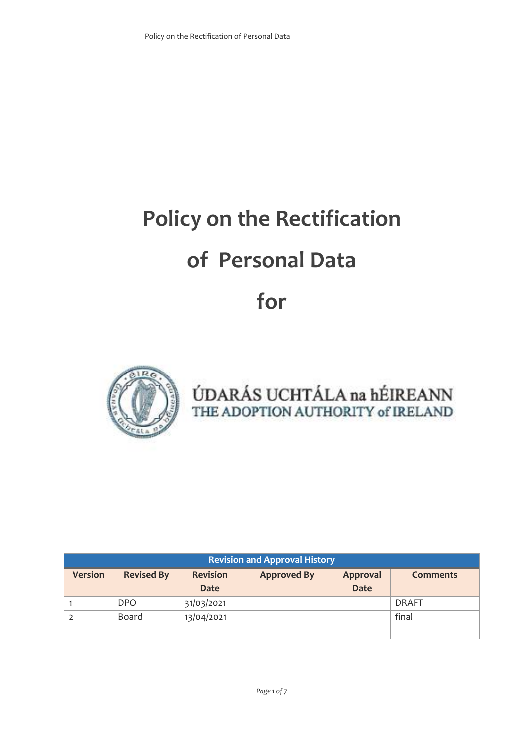# Policy on the Rectification of Personal Data for

ÚDARÁS UCHTÁLA na hÉIREANN
THE ADOPTION AUTHORITY of IRELAND

| Revision and Approval History | | | | | |
|---|---|---|---|---|---|
| **Version** | **Revised By** | **Revision Date** | **Approved By** | **Approval Date** | **Comments** |
| 1 | DPO | 31/03/2021 | | | DRAFT |
| 2 | Board | 13/04/2021 | | | final |
| | | | | | |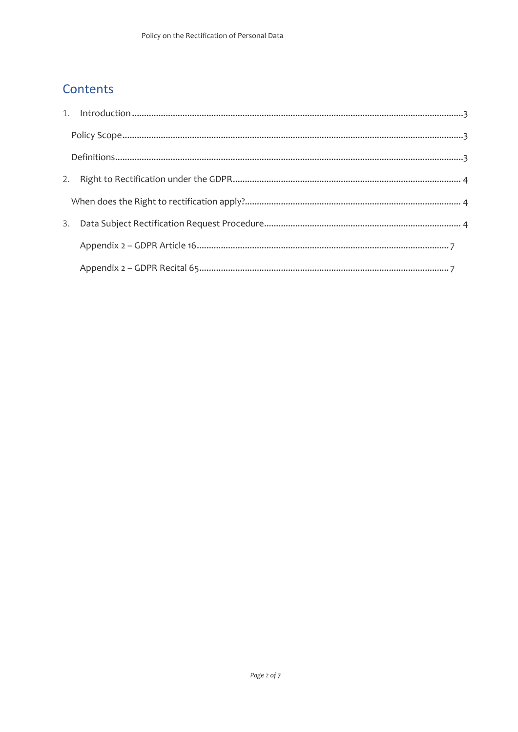## Contents

1. Introduction ....................................................................................................................3

    Policy Scope .......................................................................................................................3

    Definitions ..........................................................................................................................3

2. Right to Rectification under the GDPR ....................................................................... 4

    When does the Right to rectification apply? .................................................................... 4

3. Data Subject Rectification Request Procedure ........................................................... 4

    Appendix 2 – GDPR Article 16 ................................................................................... 7

    Appendix 2 – GDPR Recital 65 .................................................................................. 7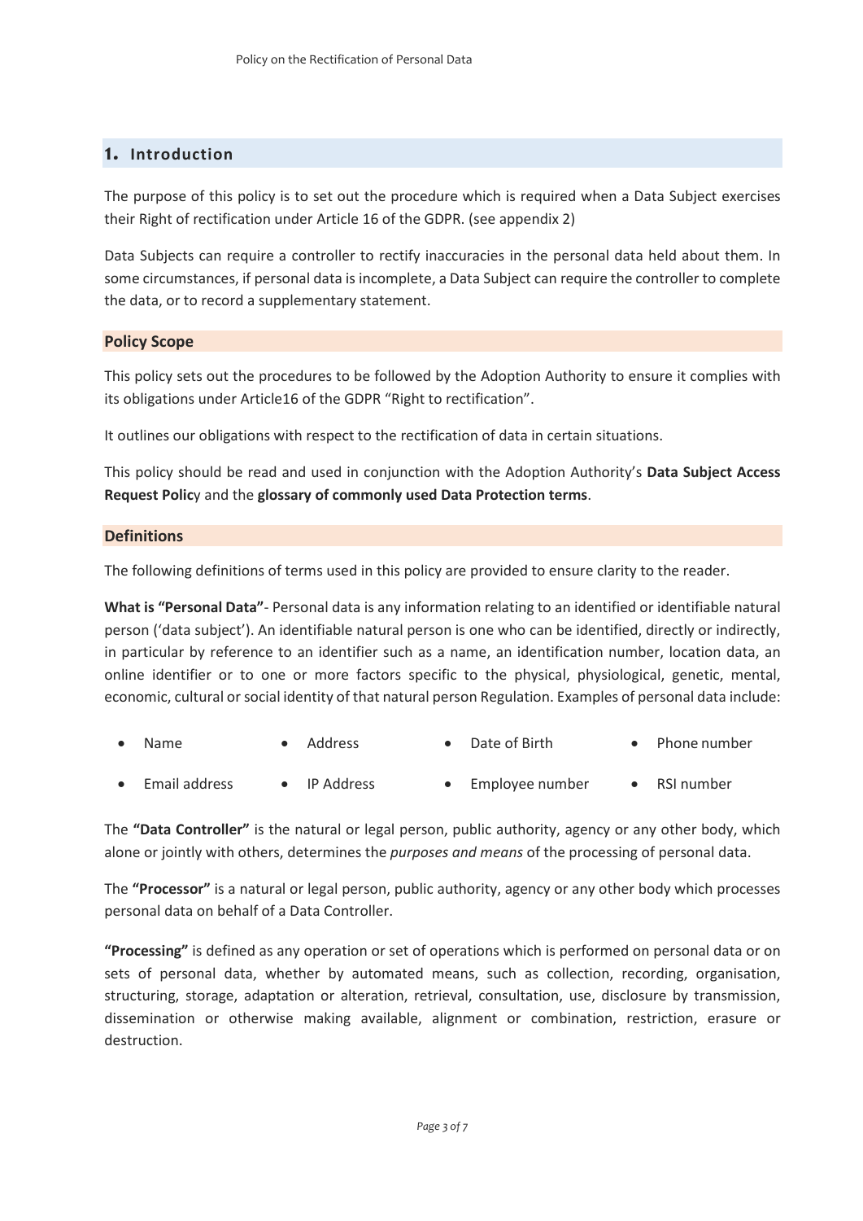## 1. Introduction

The purpose of this policy is to set out the procedure which is required when a Data Subject exercises their Right of rectification under Article 16 of the GDPR. (see appendix 2)

Data Subjects can require a controller to rectify inaccuracies in the personal data held about them. In some circumstances, if personal data is incomplete, a Data Subject can require the controller to complete the data, or to record a supplementary statement.

### Policy Scope

This policy sets out the procedures to be followed by the Adoption Authority to ensure it complies with its obligations under Article16 of the GDPR "Right to rectification".

It outlines our obligations with respect to the rectification of data in certain situations.

This policy should be read and used in conjunction with the Adoption Authority's **Data Subject Access Request Polic**y and the **glossary of commonly used Data Protection terms**.

### Definitions

The following definitions of terms used in this policy are provided to ensure clarity to the reader.

**What is "Personal Data"**- Personal data is any information relating to an identified or identifiable natural person ('data subject'). An identifiable natural person is one who can be identified, directly or indirectly, in particular by reference to an identifier such as a name, an identification number, location data, an online identifier or to one or more factors specific to the physical, physiological, genetic, mental, economic, cultural or social identity of that natural person Regulation. Examples of personal data include:

- Name
- Address
- Date of Birth
- Phone number
- Email address
- IP Address
- Employee number
- RSI number

The **"Data Controller"** is the natural or legal person, public authority, agency or any other body, which alone or jointly with others, determines the *purposes and means* of the processing of personal data.

The **"Processor"** is a natural or legal person, public authority, agency or any other body which processes personal data on behalf of a Data Controller.

**"Processing"** is defined as any operation or set of operations which is performed on personal data or on sets of personal data, whether by automated means, such as collection, recording, organisation, structuring, storage, adaptation or alteration, retrieval, consultation, use, disclosure by transmission, dissemination or otherwise making available, alignment or combination, restriction, erasure or destruction.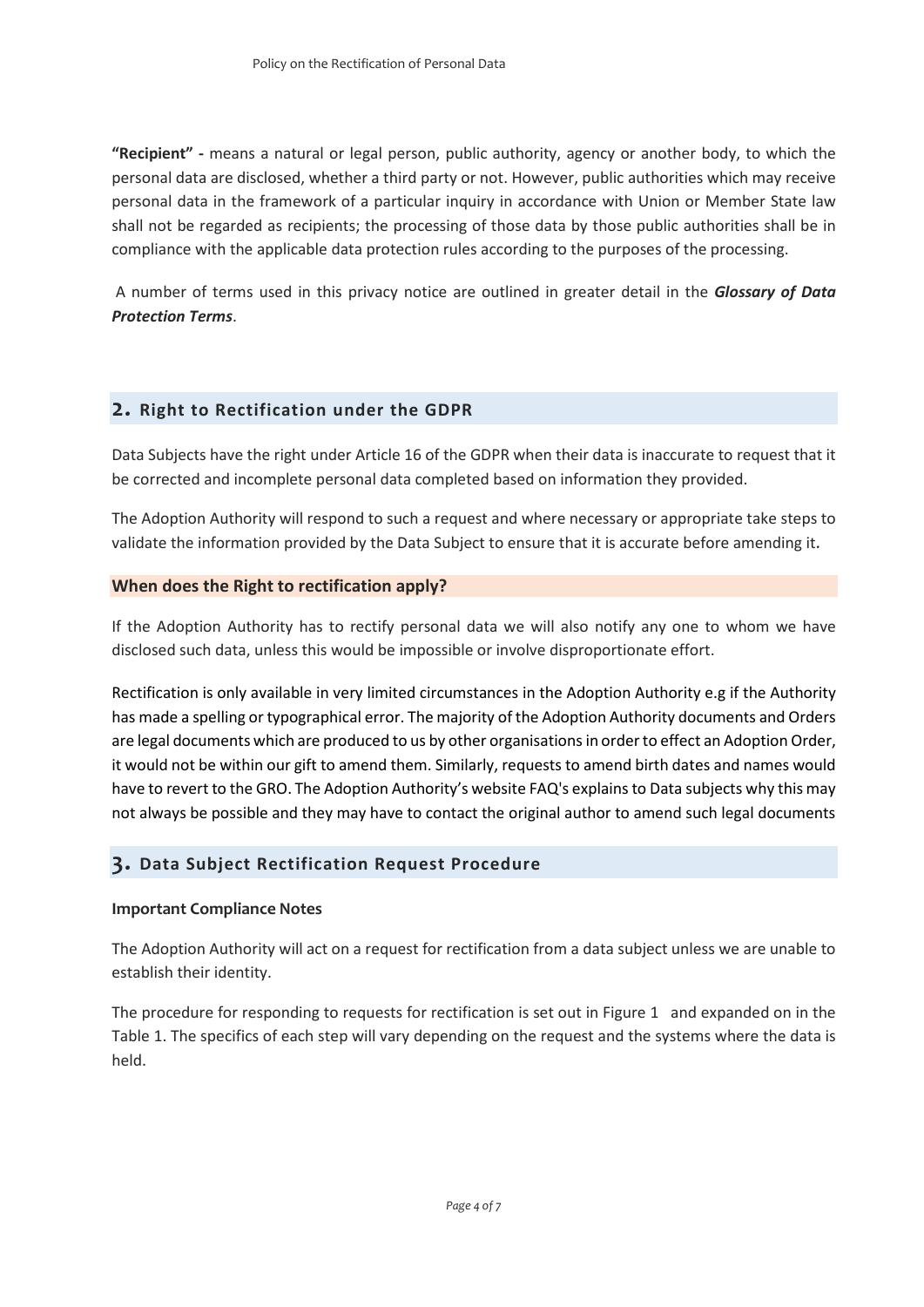**"Recipient" -** means a natural or legal person, public authority, agency or another body, to which the personal data are disclosed, whether a third party or not. However, public authorities which may receive personal data in the framework of a particular inquiry in accordance with Union or Member State law shall not be regarded as recipients; the processing of those data by those public authorities shall be in compliance with the applicable data protection rules according to the purposes of the processing.

A number of terms used in this privacy notice are outlined in greater detail in the ***Glossary of Data Protection Terms***.

## 2. Right to Rectification under the GDPR

Data Subjects have the right under Article 16 of the GDPR when their data is inaccurate to request that it be corrected and incomplete personal data completed based on information they provided.

The Adoption Authority will respond to such a request and where necessary or appropriate take steps to validate the information provided by the Data Subject to ensure that it is accurate before amending it.

### When does the Right to rectification apply?

If the Adoption Authority has to rectify personal data we will also notify any one to whom we have disclosed such data, unless this would be impossible or involve disproportionate effort.

Rectification is only available in very limited circumstances in the Adoption Authority e.g if the Authority has made a spelling or typographical error. The majority of the Adoption Authority documents and Orders are legal documents which are produced to us by other organisations in order to effect an Adoption Order, it would not be within our gift to amend them. Similarly, requests to amend birth dates and names would have to revert to the GRO. The Adoption Authority's website FAQ's explains to Data subjects why this may not always be possible and they may have to contact the original author to amend such legal documents

## 3. Data Subject Rectification Request Procedure

**Important Compliance Notes**

The Adoption Authority will act on a request for rectification from a data subject unless we are unable to establish their identity.

The procedure for responding to requests for rectification is set out in Figure 1 and expanded on in the Table 1. The specifics of each step will vary depending on the request and the systems where the data is held.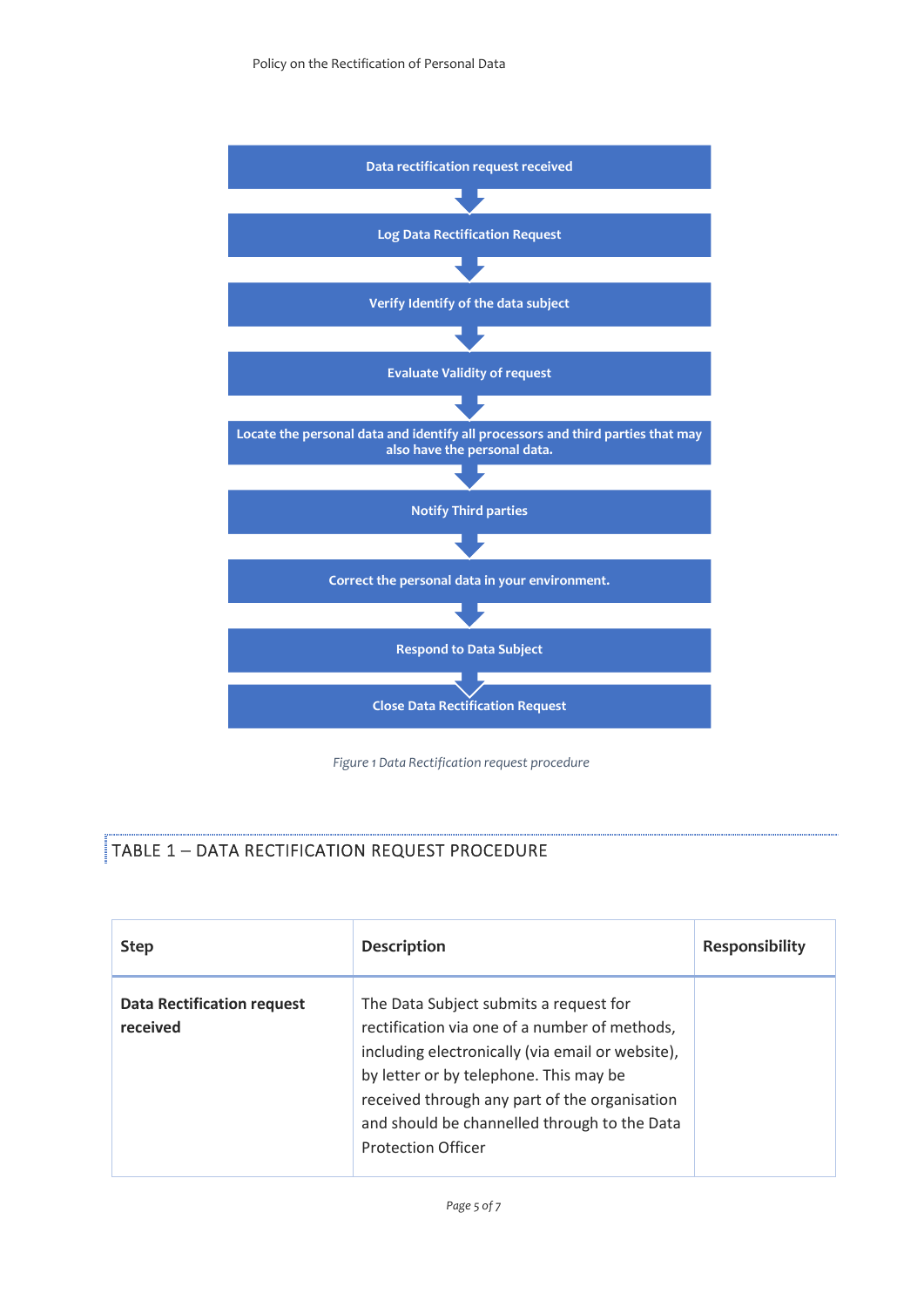Data rectification request received

↓

Log Data Rectification Request

↓

Verify Identify of the data subject

↓

Evaluate Validity of request

↓

Locate the personal data and identify all processors and third parties that may also have the personal data.

↓

Notify Third parties

↓

Correct the personal data in your environment.

↓

Respond to Data Subject

↓

Close Data Rectification Request

*Figure 1 Data Rectification request procedure*

## TABLE 1 – DATA RECTIFICATION REQUEST PROCEDURE

| Step | Description | Responsibility |
|---|---|---|
| **Data Rectification request received** | The Data Subject submits a request for rectification via one of a number of methods, including electronically (via email or website), by letter or by telephone. This may be received through any part of the organisation and should be channelled through to the Data Protection Officer | |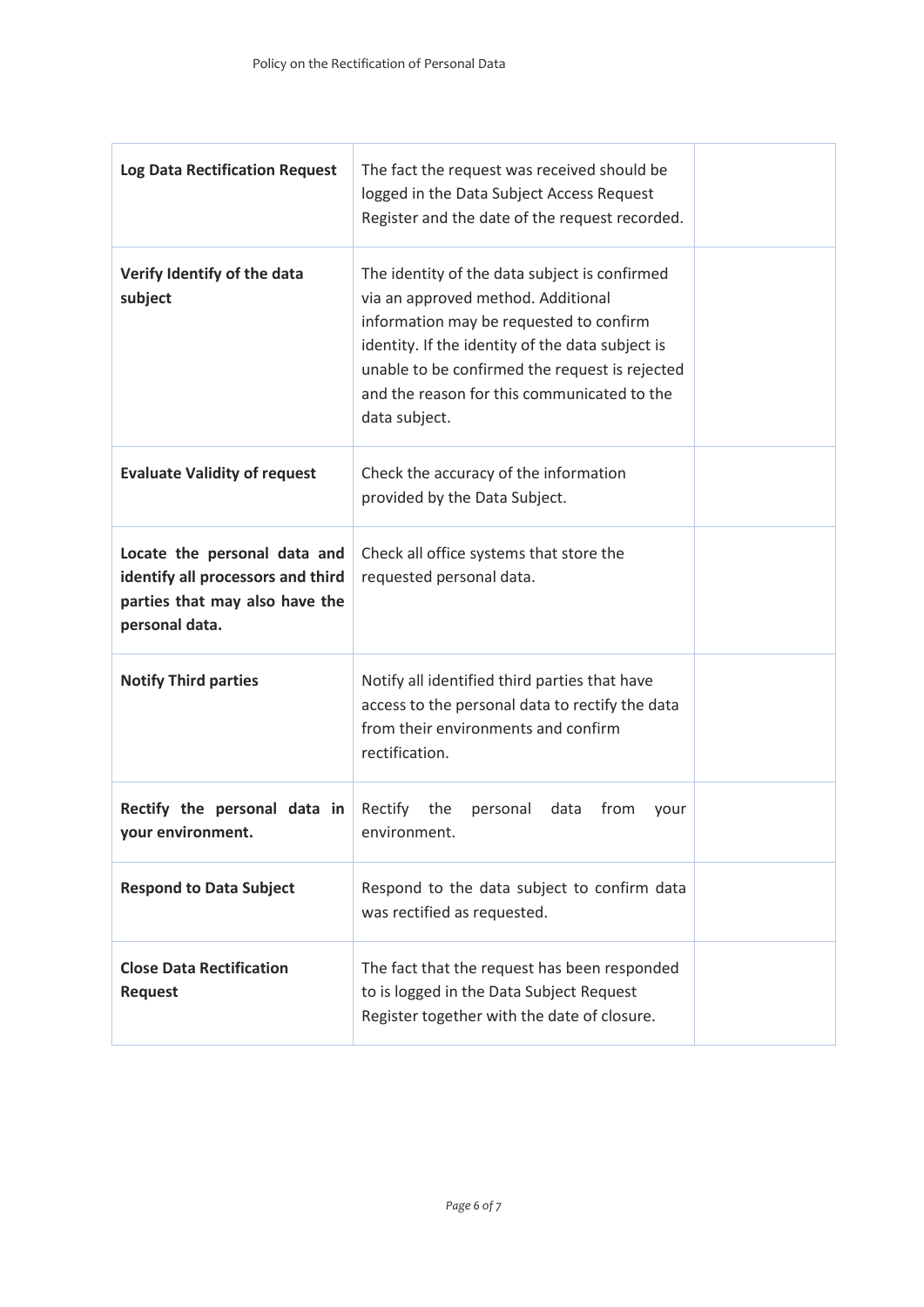| | | |
|---|---|---|
| **Log Data Rectification Request** | The fact the request was received should be logged in the Data Subject Access Request Register and the date of the request recorded. | |
| **Verify Identify of the data subject** | The identity of the data subject is confirmed via an approved method. Additional information may be requested to confirm identity. If the identity of the data subject is unable to be confirmed the request is rejected and the reason for this communicated to the data subject. | |
| **Evaluate Validity of request** | Check the accuracy of the information provided by the Data Subject. | |
| **Locate the personal data and identify all processors and third parties that may also have the personal data.** | Check all office systems that store the requested personal data. | |
| **Notify Third parties** | Notify all identified third parties that have access to the personal data to rectify the data from their environments and confirm rectification. | |
| **Rectify the personal data in your environment.** | Rectify the personal data from your environment. | |
| **Respond to Data Subject** | Respond to the data subject to confirm data was rectified as requested. | |
| **Close Data Rectification Request** | The fact that the request has been responded to is logged in the Data Subject Request Register together with the date of closure. | |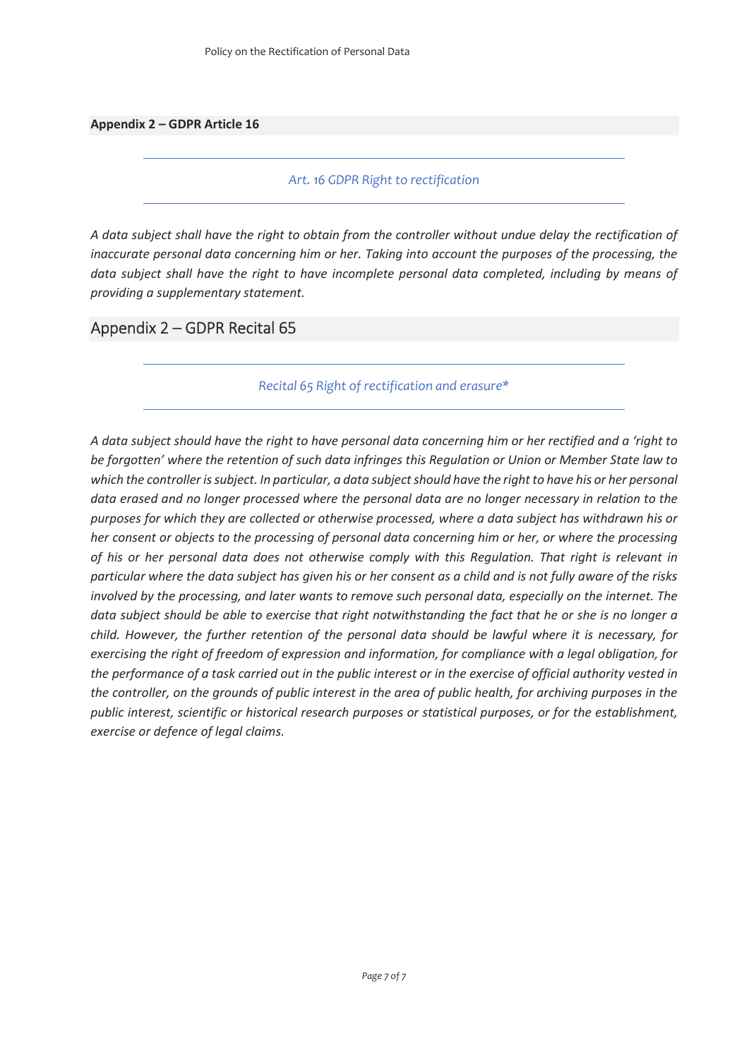## Appendix 2 – GDPR Article 16

*Art. 16 GDPR Right to rectification*

*A data subject shall have the right to obtain from the controller without undue delay the rectification of inaccurate personal data concerning him or her. Taking into account the purposes of the processing, the data subject shall have the right to have incomplete personal data completed, including by means of providing a supplementary statement.*

## Appendix 2 – GDPR Recital 65

*Recital 65 Right of rectification and erasure**

*A data subject should have the right to have personal data concerning him or her rectified and a 'right to be forgotten' where the retention of such data infringes this Regulation or Union or Member State law to which the controller is subject. In particular, a data subject should have the right to have his or her personal data erased and no longer processed where the personal data are no longer necessary in relation to the purposes for which they are collected or otherwise processed, where a data subject has withdrawn his or her consent or objects to the processing of personal data concerning him or her, or where the processing of his or her personal data does not otherwise comply with this Regulation. That right is relevant in particular where the data subject has given his or her consent as a child and is not fully aware of the risks involved by the processing, and later wants to remove such personal data, especially on the internet. The data subject should be able to exercise that right notwithstanding the fact that he or she is no longer a child. However, the further retention of the personal data should be lawful where it is necessary, for exercising the right of freedom of expression and information, for compliance with a legal obligation, for the performance of a task carried out in the public interest or in the exercise of official authority vested in the controller, on the grounds of public interest in the area of public health, for archiving purposes in the public interest, scientific or historical research purposes or statistical purposes, or for the establishment, exercise or defence of legal claims.*